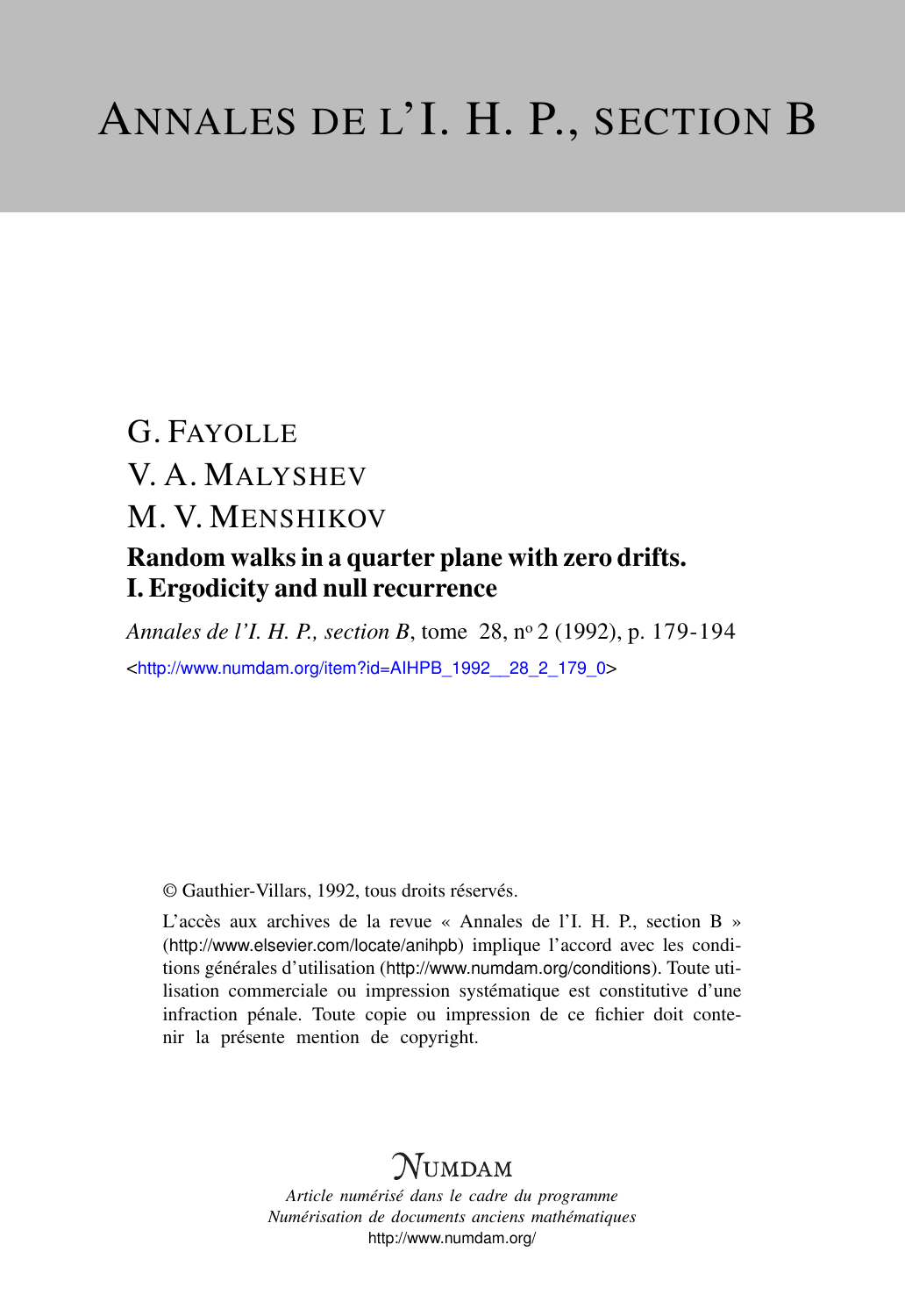# ANNALES DE L'I. H. P., SECTION B

G. FAYOLLE

V. A. MALYSHEV

M. V. MENSHIKOV

## Random walks in a quarter plane with zero drifts. I. Ergodicity and null recurrence

*Annales de l'I. H. P., section B*, tome 28, n° 2 (1992), p. 179-194

<http://www.numdam.org/item?id=AIHPB_1992__28_2_179_0>

© Gauthier-Villars, 1992, tous droits réservés.

L'accès aux archives de la revue « Annales de l'I. H. P., section B » (http://www.elsevier.com/locate/anihpb) implique l'accord avec les conditions générales d'utilisation (http://www.numdam.org/conditions). Toute utilisation commerciale ou impression systématique est constitutive d'une infraction pénale. Toute copie ou impression de ce fichier doit contenir la présente mention de copyright.

NUMDAM

*Article numérisé dans le cadre du programme*
*Numérisation de documents anciens mathématiques*
http://www.numdam.org/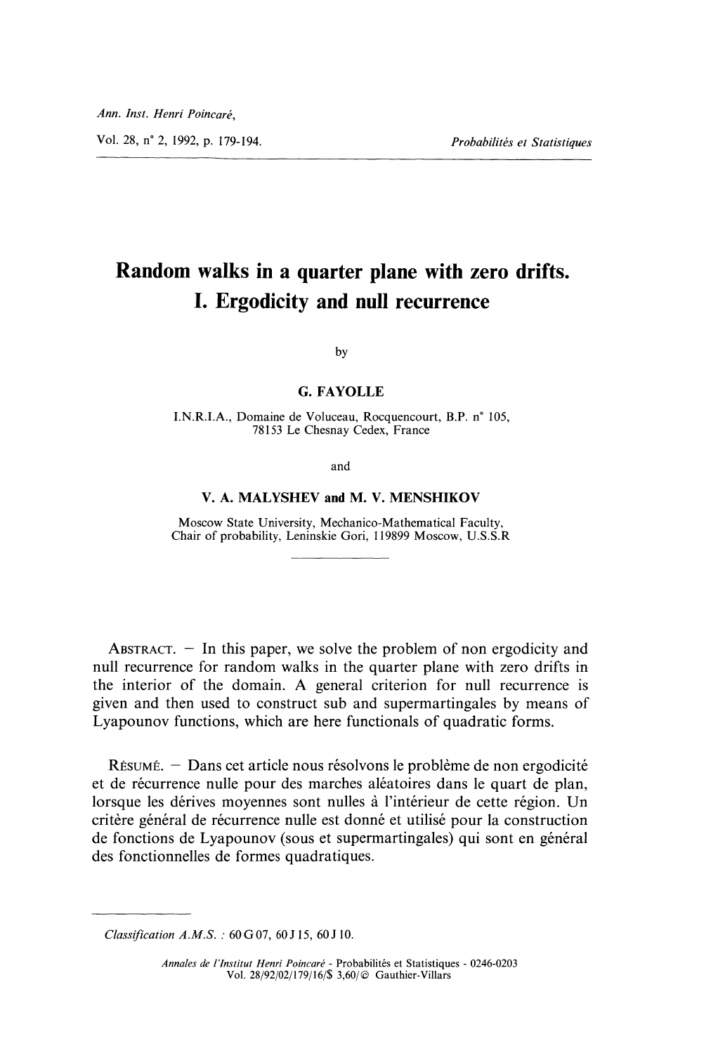# Random walks in a quarter plane with zero drifts. I. Ergodicity and null recurrence

by

**G. FAYOLLE**

I.N.R.I.A., Domaine de Voluceau, Rocquencourt, B.P. n° 105, 78153 Le Chesnay Cedex, France

and

**V. A. MALYSHEV and M. V. MENSHIKOV**

Moscow State University, Mechanico-Mathematical Faculty, Chair of probability, Leninskie Gori, 119899 Moscow, U.S.S.R

ABSTRACT. — In this paper, we solve the problem of non ergodicity and null recurrence for random walks in the quarter plane with zero drifts in the interior of the domain. A general criterion for null recurrence is given and then used to construct sub and supermartingales by means of Lyapounov functions, which are here functionals of quadratic forms.

RÉSUMÉ. — Dans cet article nous résolvons le problème de non ergodicité et de récurrence nulle pour des marches aléatoires dans le quart de plan, lorsque les dérives moyennes sont nulles à l'intérieur de cette région. Un critère général de récurrence nulle est donné et utilisé pour la construction de fonctions de Lyapounov (sous et supermartingales) qui sont en général des fonctionnelles de formes quadratiques.

*Classification A.M.S.* : 60 G 07, 60 J 15, 60 J 10.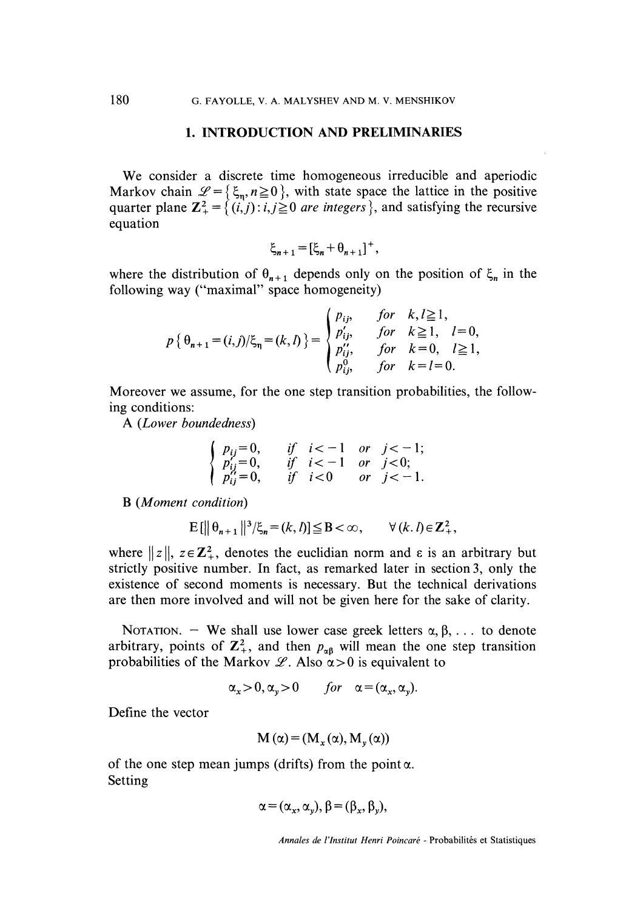## 1. INTRODUCTION AND PRELIMINARIES

We consider a discrete time homogeneous irreducible and aperiodic Markov chain $\mathcal{L} = \{\xi_n, n \geq 0\}$, with state space the lattice in the positive quarter plane $\mathbf{Z}_+^2 = \{(i,j) : i,j \geq 0 \text{ are integers}\}$, and satisfying the recursive equation

$$\xi_{n+1} = [\xi_n + \theta_{n+1}]^+,$$

where the distribution of $\theta_{n+1}$ depends only on the position of $\xi_n$ in the following way ("maximal" space homogeneity)

$$p\{\theta_{n+1} = (i,j)/\xi_n = (k,l)\} = \begin{cases} p_{ij}, & \text{for } k,l \geq 1, \\ p'_{ij}, & \text{for } k \geq 1, \quad l = 0, \\ p''_{ij}, & \text{for } k = 0, \quad l \geq 1, \\ p^0_{ij}, & \text{for } k = l = 0. \end{cases}$$

Moreover we assume, for the one step transition probabilities, the following conditions:

A (*Lower boundedness*)

$$\begin{cases} p_{ij} = 0, & \text{if } i < -1 \quad \text{or} \quad j < -1; \\ p'_{ij} = 0, & \text{if } i < -1 \quad \text{or} \quad j < 0; \\ p''_{ij} = 0, & \text{if } i < 0 \quad \text{or} \quad j < -1. \end{cases}$$

B (*Moment condition*)

$$\mathrm{E}[\|\theta_{n+1}\|^3/\xi_n = (k,l)] \leq \mathrm{B} < \infty, \qquad \forall (k.l) \in \mathbf{Z}_+^2,$$

where $\|z\|$, $z \in \mathbf{Z}_+^2$, denotes the euclidian norm and $\varepsilon$ is an arbitrary but strictly positive number. In fact, as remarked later in section 3, only the existence of second moments is necessary. But the technical derivations are then more involved and will not be given here for the sake of clarity.

NOTATION. — We shall use lower case greek letters $\alpha, \beta, \ldots$ to denote arbitrary, points of $\mathbf{Z}_+^2$, and then $p_{\alpha\beta}$ will mean the one step transition probabilities of the Markov $\mathcal{L}$. Also $\alpha > 0$ is equivalent to

$$\alpha_x > 0, \alpha_y > 0 \qquad \text{for} \quad \alpha = (\alpha_x, \alpha_y).$$

Define the vector

$$\mathrm{M}(\alpha) = (\mathrm{M}_x(\alpha), \mathrm{M}_y(\alpha))$$

of the one step mean jumps (drifts) from the point $\alpha$.

Setting

$$\alpha = (\alpha_x, \alpha_y), \beta = (\beta_x, \beta_y),$$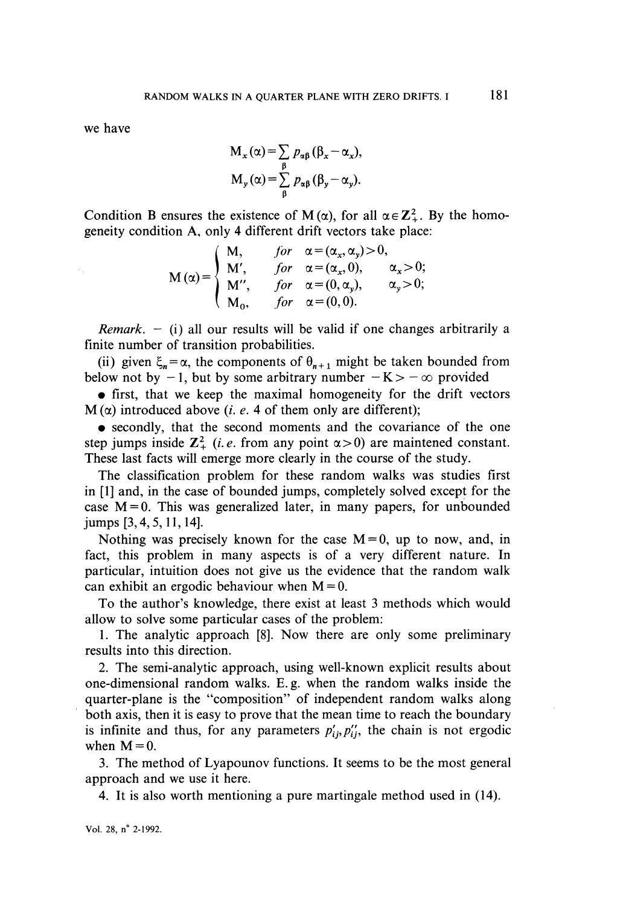we have

$$M_x(\alpha) = \sum_{\beta} p_{\alpha\beta} (\beta_x - \alpha_x),$$

$$M_y(\alpha) = \sum_{\beta} p_{\alpha\beta} (\beta_y - \alpha_y).$$

Condition B ensures the existence of $M(\alpha)$, for all $\alpha \in \mathbf{Z}_+^2$. By the homogeneity condition A, only 4 different drift vectors take place:

$$M(\alpha) = \begin{cases} M, & \textit{for} \quad \alpha = (\alpha_x, \alpha_y) > 0, \\ M', & \textit{for} \quad \alpha = (\alpha_x, 0), \quad \alpha_x > 0; \\ M'', & \textit{for} \quad \alpha = (0, \alpha_y), \quad \alpha_y > 0; \\ M_0, & \textit{for} \quad \alpha = (0, 0). \end{cases}$$

*Remark.* – (i) all our results will be valid if one changes arbitrarily a finite number of transition probabilities.

(ii) given $\xi_n = \alpha$, the components of $\theta_{n+1}$ might be taken bounded from below not by $-1$, but by some arbitrary number $-K > -\infty$ provided

- first, that we keep the maximal homogeneity for the drift vectors $M(\alpha)$ introduced above (*i. e.* 4 of them only are different);
- secondly, that the second moments and the covariance of the one step jumps inside $\mathbf{Z}_+^2$ (*i. e.* from any point $\alpha > 0$) are maintened constant. These last facts will emerge more clearly in the course of the study.

The classification problem for these random walks was studies first in [1] and, in the case of bounded jumps, completely solved except for the case $M = 0$. This was generalized later, in many papers, for unbounded jumps [3, 4, 5, 11, 14].

Nothing was precisely known for the case $M = 0$, up to now, and, in fact, this problem in many aspects is of a very different nature. In particular, intuition does not give us the evidence that the random walk can exhibit an ergodic behaviour when $M = 0$.

To the author's knowledge, there exist at least 3 methods which would allow to solve some particular cases of the problem:

1. The analytic approach [8]. Now there are only some preliminary results into this direction.

2. The semi-analytic approach, using well-known explicit results about one-dimensional random walks. E. g. when the random walks inside the quarter-plane is the "composition" of independent random walks along both axis, then it is easy to prove that the mean time to reach the boundary is infinite and thus, for any parameters $p'_{ij}, p''_{ij}$, the chain is not ergodic when $M = 0$.

3. The method of Lyapounov functions. It seems to be the most general approach and we use it here.

4. It is also worth mentioning a pure martingale method used in (14).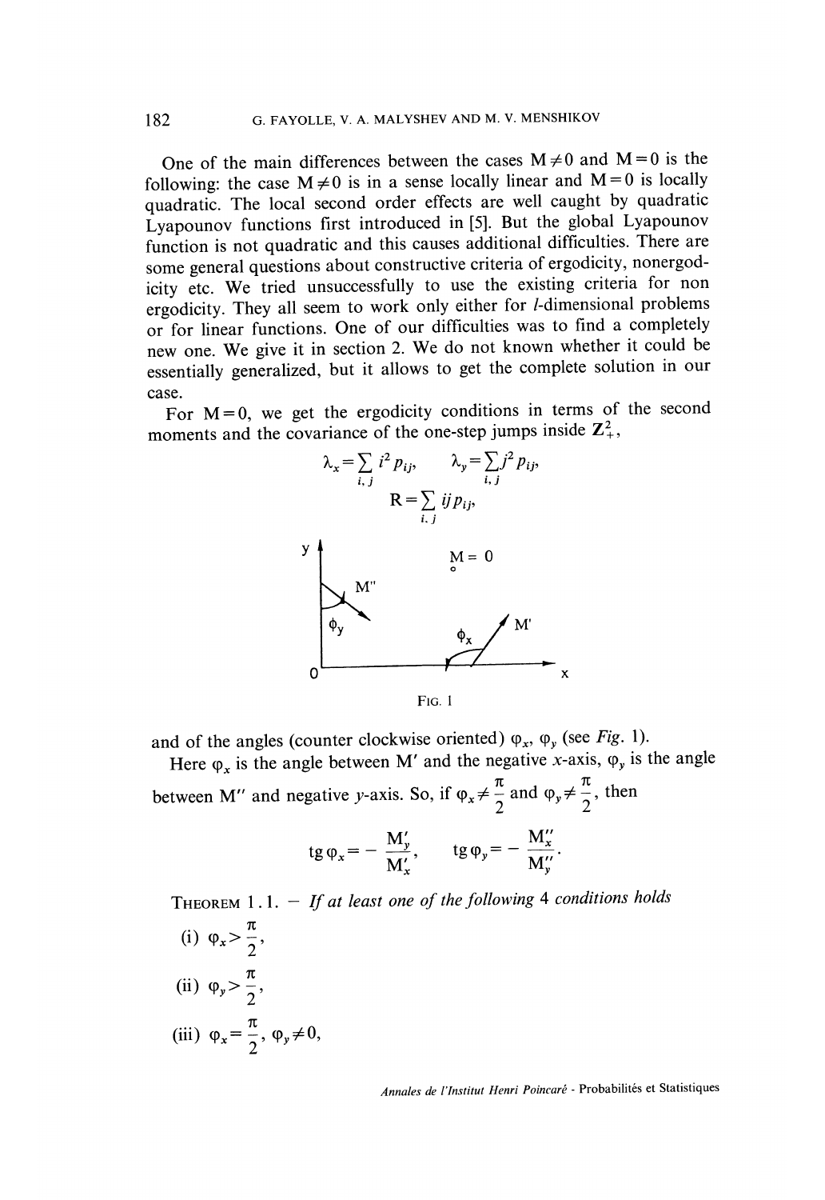One of the main differences between the cases $M \neq 0$ and $M = 0$ is the following: the case $M \neq 0$ is in a sense locally linear and $M = 0$ is locally quadratic. The local second order effects are well caught by quadratic Lyapounov functions first introduced in [5]. But the global Lyapounov function is not quadratic and this causes additional difficulties. There are some general questions about constructive criteria of ergodicity, nonergodicity etc. We tried unsuccessfully to use the existing criteria for non ergodicity. They all seem to work only either for $l$-dimensional problems or for linear functions. One of our difficulties was to find a completely new one. We give it in section 2. We do not known whether it could be essentially generalized, but it allows to get the complete solution in our case.

For $M = 0$, we get the ergodicity conditions in terms of the second moments and the covariance of the one-step jumps inside $\mathbf{Z}_+^2$,

$$\lambda_x = \sum_{i,j} i^2 p_{ij}, \qquad \lambda_y = \sum_{i,j} j^2 p_{ij},$$
$$R = \sum_{i,j} ij p_{ij},$$

FIG. 1

and of the angles (counter clockwise oriented) $\varphi_x$, $\varphi_y$ (see *Fig.* 1).

Here $\varphi_x$ is the angle between $M'$ and the negative $x$-axis, $\varphi_y$ is the angle between $M''$ and negative $y$-axis. So, if $\varphi_x \neq \frac{\pi}{2}$ and $\varphi_y \neq \frac{\pi}{2}$, then

$$\operatorname{tg} \varphi_x = -\frac{M'_y}{M'_x}, \qquad \operatorname{tg} \varphi_y = -\frac{M''_x}{M''_y}.$$

THEOREM 1.1. – *If at least one of the following* 4 *conditions holds*

(i) $\varphi_x > \frac{\pi}{2}$,

(ii) $\varphi_y > \frac{\pi}{2}$,

(iii) $\varphi_x = \frac{\pi}{2}$, $\varphi_y \neq 0$,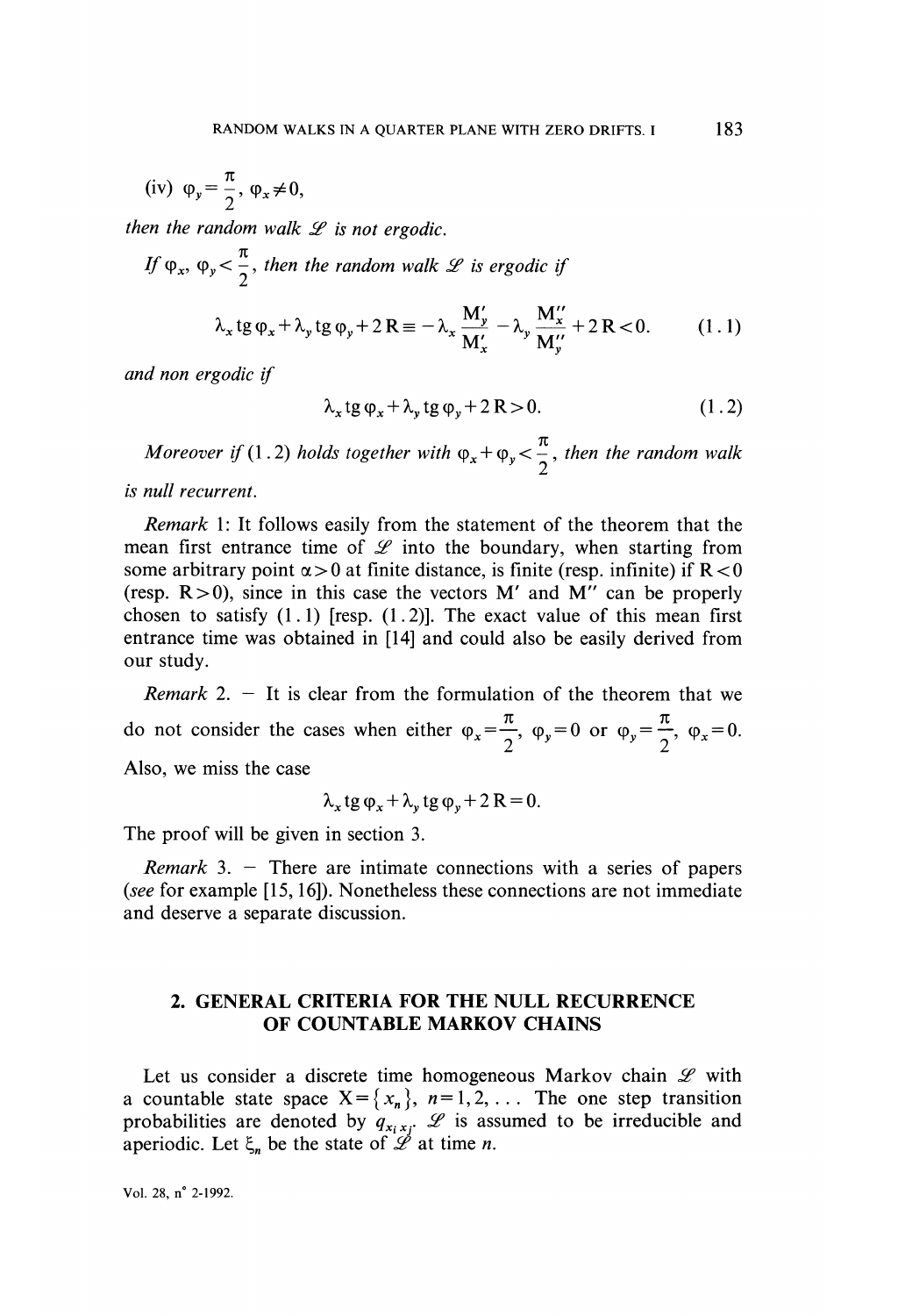(iv) $\varphi_y = \frac{\pi}{2}$, $\varphi_x \neq 0$,

*then the random walk $\mathscr{L}$ is not ergodic.*

*If $\varphi_x$, $\varphi_y < \frac{\pi}{2}$, then the random walk $\mathscr{L}$ is ergodic if*

$$\lambda_x \operatorname{tg} \varphi_x + \lambda_y \operatorname{tg} \varphi_y + 2\mathrm{R} \equiv -\lambda_x \frac{\mathrm{M}'_y}{\mathrm{M}'_x} - \lambda_y \frac{\mathrm{M}''_x}{\mathrm{M}''_y} + 2\mathrm{R} < 0. \tag{1.1}$$

*and non ergodic if*

$$\lambda_x \operatorname{tg} \varphi_x + \lambda_y \operatorname{tg} \varphi_y + 2\mathrm{R} > 0. \tag{1.2}$$

*Moreover if* (1.2) *holds together with $\varphi_x + \varphi_y < \frac{\pi}{2}$, then the random walk is null recurrent.*

*Remark* 1: It follows easily from the statement of the theorem that the mean first entrance time of $\mathscr{L}$ into the boundary, when starting from some arbitrary point $\alpha > 0$ at finite distance, is finite (resp. infinite) if $\mathrm{R} < 0$ (resp. $\mathrm{R} > 0$), since in this case the vectors $\mathrm{M}'$ and $\mathrm{M}''$ can be properly chosen to satisfy (1.1) [resp. (1.2)]. The exact value of this mean first entrance time was obtained in [14] and could also be easily derived from our study.

*Remark* 2. — It is clear from the formulation of the theorem that we do not consider the cases when either $\varphi_x = \frac{\pi}{2}$, $\varphi_y = 0$ or $\varphi_y = \frac{\pi}{2}$, $\varphi_x = 0$. Also, we miss the case

$$\lambda_x \operatorname{tg} \varphi_x + \lambda_y \operatorname{tg} \varphi_y + 2\mathrm{R} = 0.$$

The proof will be given in section 3.

*Remark* 3. — There are intimate connections with a series of papers (*see* for example [15, 16]). Nonetheless these connections are not immediate and deserve a separate discussion.

## 2. GENERAL CRITERIA FOR THE NULL RECURRENCE OF COUNTABLE MARKOV CHAINS

Let us consider a discrete time homogeneous Markov chain $\mathscr{L}$ with a countable state space $\mathrm{X} = \{x_n\}$, $n = 1, 2, \ldots$ The one step transition probabilities are denoted by $q_{x_i x_j}$. $\mathscr{L}$ is assumed to be irreducible and aperiodic. Let $\xi_n$ be the state of $\mathscr{L}$ at time $n$.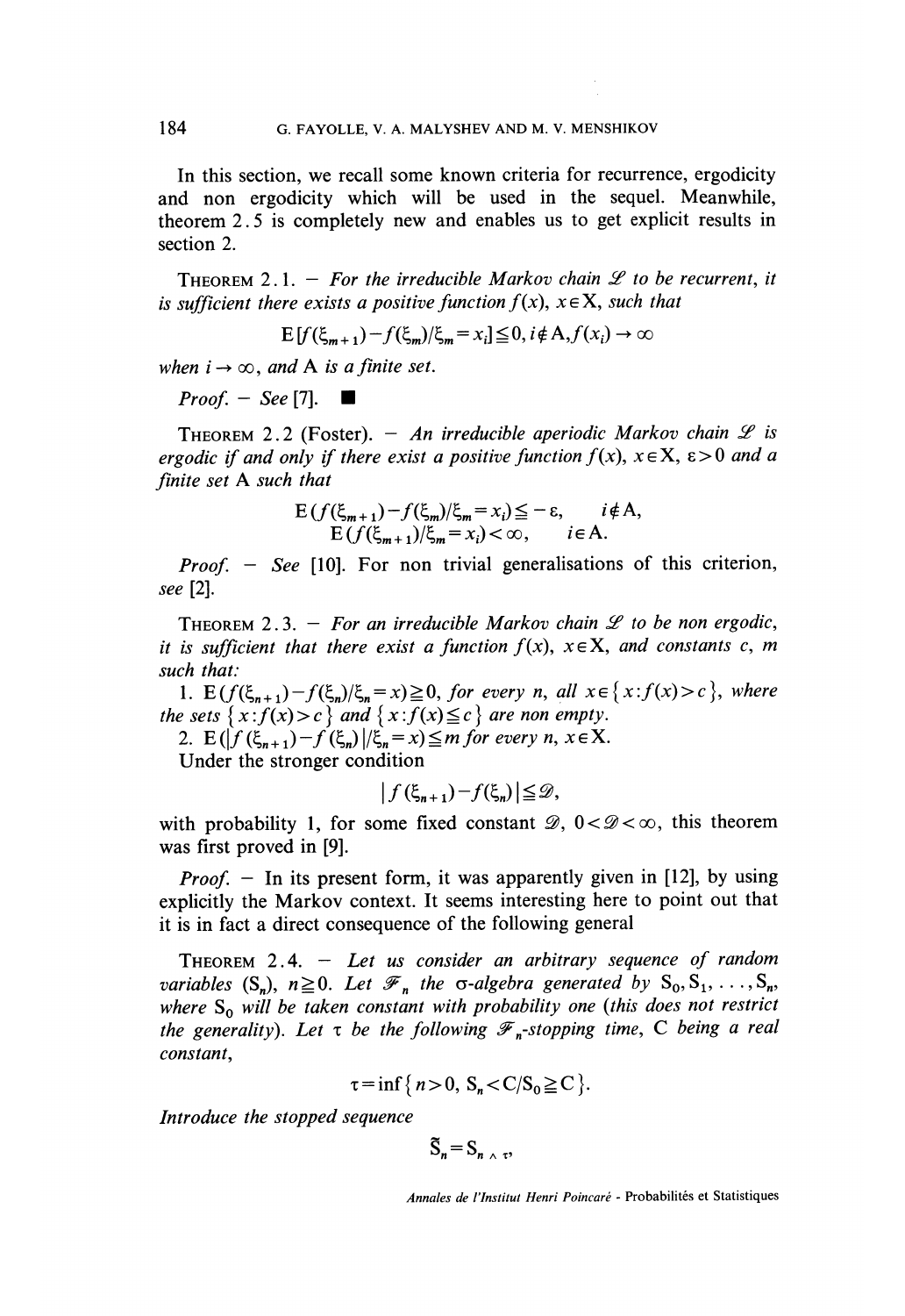In this section, we recall some known criteria for recurrence, ergodicity and non ergodicity which will be used in the sequel. Meanwhile, theorem 2.5 is completely new and enables us to get explicit results in section 2.

THEOREM 2.1. — *For the irreducible Markov chain $\mathscr{L}$ to be recurrent, it is sufficient there exists a positive function $f(x)$, $x \in X$, such that*

$$E[f(\xi_{m+1}) - f(\xi_m)/\xi_m = x_i] \leq 0, i \notin A, f(x_i) \to \infty$$

*when $i \to \infty$, and A is a finite set.*

*Proof.* — See [7]. ■

THEOREM 2.2 (Foster). — *An irreducible aperiodic Markov chain $\mathscr{L}$ is ergodic if and only if there exist a positive function $f(x)$, $x \in X$, $\varepsilon > 0$ and a finite set A such that*

$$E(f(\xi_{m+1}) - f(\xi_m)/\xi_m = x_i) \leq -\varepsilon, \qquad i \notin A,$$
$$E(f(\xi_{m+1})/\xi_m = x_i) < \infty, \qquad i \in A.$$

*Proof.* — See [10]. For non trivial generalisations of this criterion, see [2].

THEOREM 2.3. — *For an irreducible Markov chain $\mathscr{L}$ to be non ergodic, it is sufficient that there exist a function $f(x)$, $x \in X$, and constants c, m such that:*

1. $E(f(\xi_{n+1}) - f(\xi_n)/\xi_n = x) \geq 0$, *for every n, all $x \in \{x : f(x) > c\}$, where the sets $\{x : f(x) > c\}$ and $\{x : f(x) \leq c\}$ are non empty.*
2. $E(|f(\xi_{n+1}) - f(\xi_n)|/\xi_n = x) \leq m$ *for every n, $x \in X$.*

Under the stronger condition

$$|f(\xi_{n+1}) - f(\xi_n)| \leq \mathscr{D},$$

with probability 1, for some fixed constant $\mathscr{D}$, $0 < \mathscr{D} < \infty$, this theorem was first proved in [9].

*Proof.* — In its present form, it was apparently given in [12], by using explicitly the Markov context. It seems interesting here to point out that it is in fact a direct consequence of the following general

THEOREM 2.4. — *Let us consider an arbitrary sequence of random variables $(S_n)$, $n \geq 0$. Let $\mathscr{F}_n$ the $\sigma$-algebra generated by $S_0, S_1, \ldots, S_n$, where $S_0$ will be taken constant with probability one (this does not restrict the generality). Let $\tau$ be the following $\mathscr{F}_n$-stopping time, C being a real constant,*

$$\tau = \inf\{n > 0, S_n < C/S_0 \geq C\}.$$

*Introduce the stopped sequence*

$$\tilde{S}_n = S_{n \wedge \tau},$$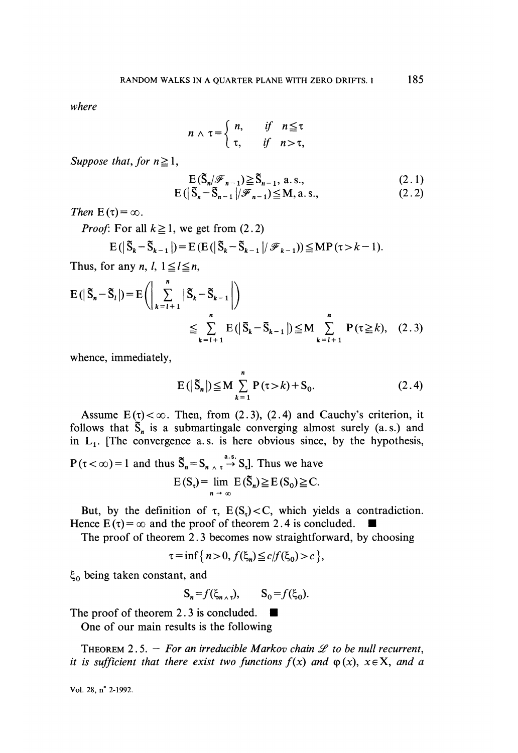*where*

$$n \wedge \tau = \begin{cases} n, & \text{if} \quad n \leq \tau \\ \tau, & \text{if} \quad n > \tau, \end{cases}$$

*Suppose that, for* $n \geq 1$,

$$\mathrm{E}(\tilde{\mathrm{S}}_n / \mathscr{F}_{n-1}) \geq \tilde{\mathrm{S}}_{n-1}, \text{ a. s.,} \tag{2.1}$$

$$\mathrm{E}(|\tilde{\mathrm{S}}_n - \tilde{\mathrm{S}}_{n-1}| / \mathscr{F}_{n-1}) \leq \mathrm{M}, \text{a. s.,} \tag{2.2}$$

*Then* $\mathrm{E}(\tau) = \infty$.

*Proof*: For all $k \geq 1$, we get from (2.2)

$$\mathrm{E}(|\tilde{\mathrm{S}}_k - \tilde{\mathrm{S}}_{k-1}|) = \mathrm{E}(\mathrm{E}(|\tilde{\mathrm{S}}_k - \tilde{\mathrm{S}}_{k-1}| / \mathscr{F}_{k-1})) \leq \mathrm{MP}(\tau > k-1).$$

Thus, for any $n$, $l$, $1 \leq l \leq n$,

$$\mathrm{E}(|\tilde{\mathrm{S}}_n - \tilde{\mathrm{S}}_l|) = \mathrm{E}\left(\left| \sum_{k=l+1}^{n} |\tilde{\mathrm{S}}_k - \tilde{\mathrm{S}}_{k-1}| \right|\right)$$

$$\leq \sum_{k=l+1}^{n} \mathrm{E}(|\tilde{\mathrm{S}}_k - \tilde{\mathrm{S}}_{k-1}|) \leq \mathrm{M} \sum_{k=l+1}^{n} \mathrm{P}(\tau \geq k), \tag{2.3}$$

whence, immediately,

$$\mathrm{E}(|\tilde{\mathrm{S}}_n|) \leq \mathrm{M} \sum_{k=1}^{n} \mathrm{P}(\tau > k) + \mathrm{S}_0. \tag{2.4}$$

Assume $\mathrm{E}(\tau) < \infty$. Then, from (2.3), (2.4) and Cauchy's criterion, it follows that $\tilde{\mathrm{S}}_n$ is a submartingale converging almost surely (a. s.) and in $\mathrm{L}_1$. [The convergence a. s. is here obvious since, by the hypothesis, $\mathrm{P}(\tau < \infty) = 1$ and thus $\tilde{\mathrm{S}}_n = \mathrm{S}_{n \wedge \tau} \overset{\text{a.s.}}{\to} \mathrm{S}_\tau$]. Thus we have

$$\mathrm{E}(\mathrm{S}_\tau) = \lim_{n \to \infty} \mathrm{E}(\tilde{\mathrm{S}}_n) \geq \mathrm{E}(\mathrm{S}_0) \geq \mathrm{C}.$$

But, by the definition of $\tau$, $\mathrm{E}(\mathrm{S}_\tau) < \mathrm{C}$, which yields a contradiction. Hence $\mathrm{E}(\tau) = \infty$ and the proof of theorem 2.4 is concluded. ∎

The proof of theorem 2.3 becomes now straightforward, by choosing

$$\tau = \inf\{n > 0, f(\xi_n) \leq c / f(\xi_0) > c\},$$

$\xi_0$ being taken constant, and

$$\mathrm{S}_n = f(\xi_{n \wedge \tau}), \qquad \mathrm{S}_0 = f(\xi_0).$$

The proof of theorem 2.3 is concluded. ∎

One of our main results is the following

THEOREM 2.5. — *For an irreducible Markov chain* $\mathscr{L}$ *to be null recurrent, it is sufficient that there exist two functions* $f(x)$ *and* $\varphi(x)$, $x \in \mathrm{X}$, *and a*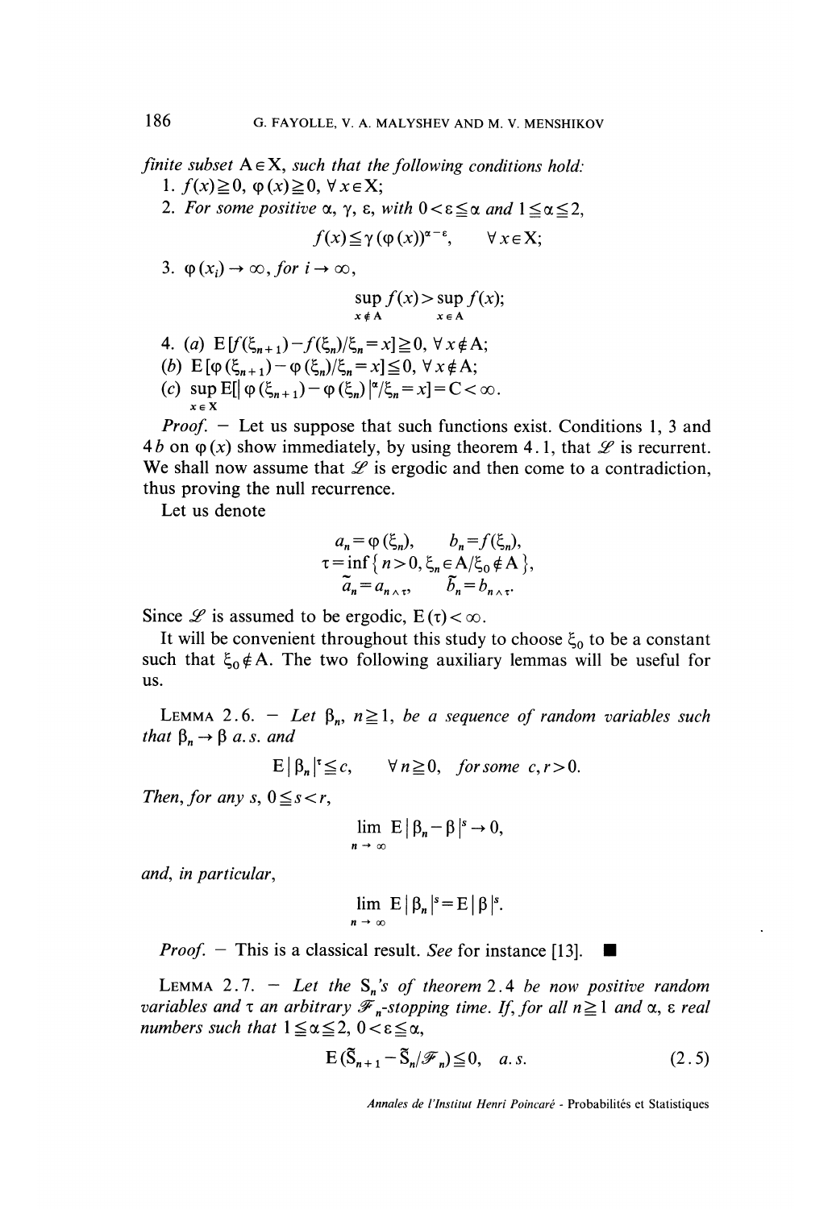*finite subset* $A \in X$, *such that the following conditions hold:*

1. $f(x) \geqq 0$, $\varphi(x) \geqq 0$, $\forall x \in X$;
2. *For some positive* $\alpha$, $\gamma$, $\varepsilon$, *with* $0 < \varepsilon \leqq \alpha$ *and* $1 \leqq \alpha \leqq 2$,

$$f(x) \leqq \gamma (\varphi(x))^{\alpha - \varepsilon}, \qquad \forall x \in X;$$

3. $\varphi(x_i) \to \infty$, *for* $i \to \infty$,

$$\sup_{x \notin A} f(x) > \sup_{x \in A} f(x);$$

4. (*a*) $E[f(\xi_{n+1}) - f(\xi_n) / \xi_n = x] \geqq 0$, $\forall x \notin A$;

(*b*) $E[\varphi(\xi_{n+1}) - \varphi(\xi_n) / \xi_n = x] \leqq 0$, $\forall x \notin A$;

(*c*) $\sup_{x \in X} E[|\varphi(\xi_{n+1}) - \varphi(\xi_n)|^\alpha / \xi_n = x] = C < \infty$.

*Proof.* — Let us suppose that such functions exist. Conditions 1, 3 and 4*b* on $\varphi(x)$ show immediately, by using theorem 4.1, that $\mathscr{L}$ is recurrent. We shall now assume that $\mathscr{L}$ is ergodic and then come to a contradiction, thus proving the null recurrence.

Let us denote

$$a_n = \varphi(\xi_n), \qquad b_n = f(\xi_n),$$
$$\tau = \inf\{n > 0, \xi_n \in A / \xi_0 \notin A\},$$
$$\tilde{a}_n = a_{n \wedge \tau}, \qquad \tilde{b}_n = b_{n \wedge \tau}.$$

Since $\mathscr{L}$ is assumed to be ergodic, $E(\tau) < \infty$.

It will be convenient throughout this study to choose $\xi_0$ to be a constant such that $\xi_0 \notin A$. The two following auxiliary lemmas will be useful for us.

LEMMA 2.6. — *Let* $\beta_n$, $n \geqq 1$, *be a sequence of random variables such that* $\beta_n \to \beta$ *a.s. and*

$$E|\beta_n|^r \leqq c, \qquad \forall n \geqq 0, \quad \text{for some } c, r > 0.$$

*Then, for any* $s$, $0 \leqq s < r$,

$$\lim_{n \to \infty} E|\beta_n - \beta|^s \to 0,$$

*and, in particular,*

$$\lim_{n \to \infty} E|\beta_n|^s = E|\beta|^s.$$

*Proof.* — This is a classical result. *See* for instance [13]. ■

LEMMA 2.7. — *Let the* $S_n$*'s of theorem* 2.4 *be now positive random variables and* $\tau$ *an arbitrary* $\mathscr{F}_n$*-stopping time. If, for all* $n \geqq 1$ *and* $\alpha$, $\varepsilon$ *real numbers such that* $1 \leqq \alpha \leqq 2$, $0 < \varepsilon \leqq \alpha$,

$$E(\tilde{S}_{n+1} - \tilde{S}_n / \mathscr{F}_n) \leqq 0, \quad a.s. \tag{2.5}$$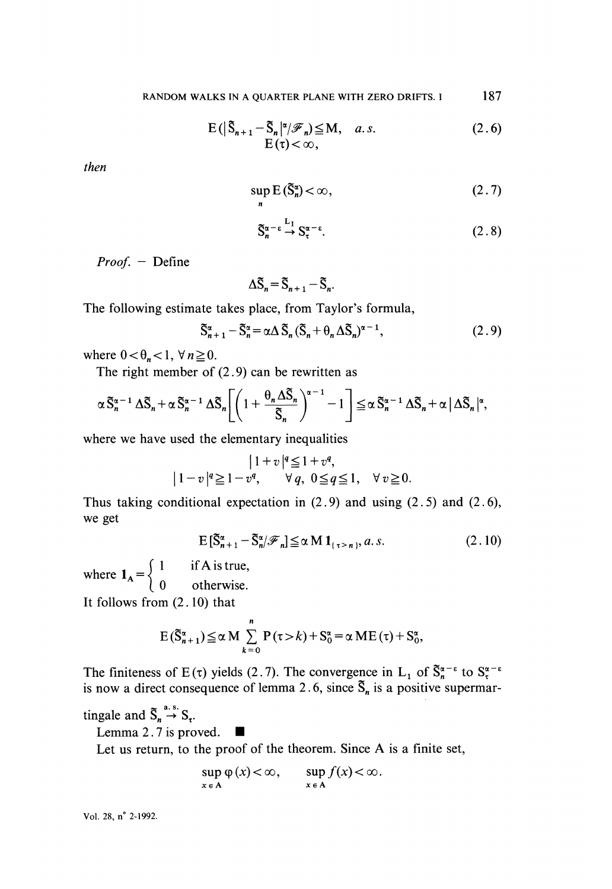$$\mathrm{E}(|\tilde{\mathrm{S}}_{n+1}-\tilde{\mathrm{S}}_n|^{\alpha}/\mathscr{F}_n)\leqq \mathrm{M},\quad a.s. \tag{2.6}$$
$$\mathrm{E}(\tau)<\infty,$$

*then*

$$\sup_n \mathrm{E}(\tilde{\mathrm{S}}_n^{\alpha})<\infty, \tag{2.7}$$

$$\tilde{\mathrm{S}}_n^{\alpha-\varepsilon}\overset{\mathrm{L}_1}{\to}\mathrm{S}_{\tau}^{\alpha-\varepsilon}. \tag{2.8}$$

*Proof.* — Define

$$\Delta\tilde{\mathrm{S}}_n=\tilde{\mathrm{S}}_{n+1}-\tilde{\mathrm{S}}_n.$$

The following estimate takes place, from Taylor's formula,

$$\tilde{\mathrm{S}}_{n+1}^{\alpha}-\tilde{\mathrm{S}}_n^{\alpha}=\alpha\Delta\tilde{\mathrm{S}}_n(\tilde{\mathrm{S}}_n+\theta_n\Delta\tilde{\mathrm{S}}_n)^{\alpha-1}, \tag{2.9}$$

where $0<\theta_n<1$, $\forall n\geqq 0$.

The right member of (2.9) can be rewritten as

$$\alpha\tilde{\mathrm{S}}_n^{\alpha-1}\Delta\tilde{\mathrm{S}}_n+\alpha\tilde{\mathrm{S}}_n^{\alpha-1}\Delta\tilde{\mathrm{S}}_n\left[\left(1+\frac{\theta_n\Delta\tilde{\mathrm{S}}_n}{\tilde{\mathrm{S}}_n}\right)^{\alpha-1}-1\right]\leqq\alpha\tilde{\mathrm{S}}_n^{\alpha-1}\Delta\tilde{\mathrm{S}}_n+\alpha|\Delta\tilde{\mathrm{S}}_n|^{\alpha},$$

where we have used the elementary inequalities

$$|1+v|^q\leqq 1+v^q,$$
$$|1-v|^q\geqq 1-v^q,\qquad \forall q,\ 0\leqq q\leqq 1,\quad \forall v\geqq 0.$$

Thus taking conditional expectation in (2.9) and using (2.5) and (2.6), we get

$$\mathrm{E}[\tilde{\mathrm{S}}_{n+1}^{\alpha}-\tilde{\mathrm{S}}_n^{\alpha}/\mathscr{F}_n]\leqq\alpha\mathrm{M}\,\mathbf{1}_{\{\tau>n\}},\ a.s. \tag{2.10}$$

where $\mathbf{1}_{\mathrm{A}}=\begin{cases}1 & \text{if A is true,}\\ 0 & \text{otherwise.}\end{cases}$

It follows from (2.10) that

$$\mathrm{E}(\tilde{\mathrm{S}}_{n+1}^{\alpha})\leqq\alpha\mathrm{M}\sum_{k=0}^{n}\mathrm{P}(\tau>k)+\mathrm{S}_0^{\alpha}=\alpha\mathrm{M}\mathrm{E}(\tau)+\mathrm{S}_0^{\alpha},$$

The finiteness of $\mathrm{E}(\tau)$ yields (2.7). The convergence in $\mathrm{L}_1$ of $\tilde{\mathrm{S}}_n^{\alpha-\varepsilon}$ to $\mathrm{S}_{\tau}^{\alpha-\varepsilon}$ is now a direct consequence of lemma 2.6, since $\tilde{\mathrm{S}}_n$ is a positive supermartingale and $\tilde{\mathrm{S}}_n\overset{\text{a.s.}}{\to}\mathrm{S}_{\tau}$.

Lemma 2.7 is proved. ■

Let us return, to the proof of the theorem. Since A is a finite set,

$$\sup_{x\in\mathrm{A}}\varphi(x)<\infty,\qquad \sup_{x\in\mathrm{A}}f(x)<\infty.$$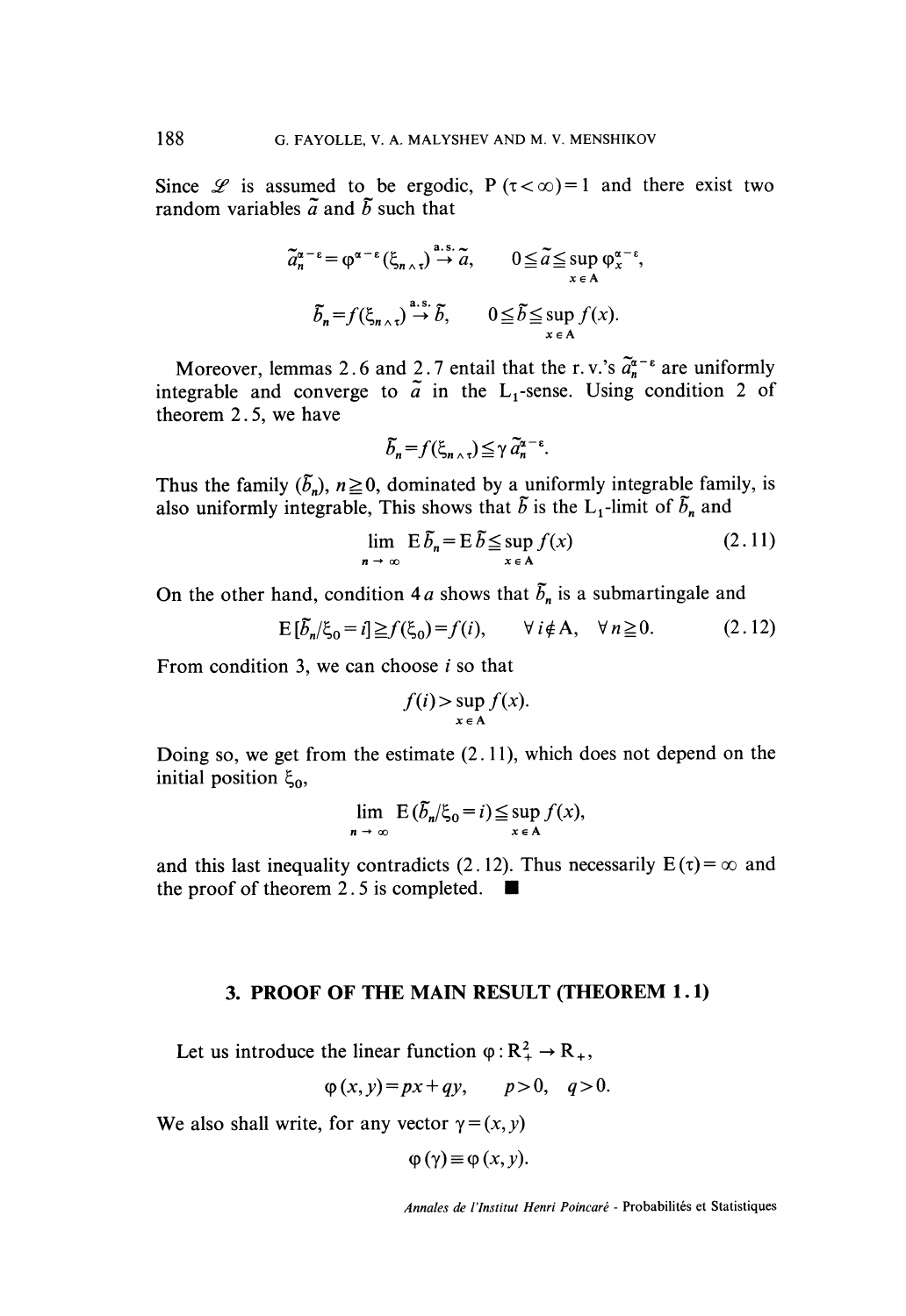Since $\mathcal{L}$ is assumed to be ergodic, $\mathrm{P}(\tau<\infty)=1$ and there exist two random variables $\tilde{a}$ and $\tilde{b}$ such that

$$\tilde{a}_n^{\alpha-\varepsilon}=\varphi^{\alpha-\varepsilon}(\xi_{n\wedge\tau})\overset{\text{a.s.}}{\to}\tilde{a}, \qquad 0\leqq\tilde{a}\leqq\sup_{x\in\mathrm{A}}\varphi_x^{\alpha-\varepsilon},$$

$$\tilde{b}_n=f(\xi_{n\wedge\tau})\overset{\text{a.s.}}{\to}\tilde{b}, \qquad 0\leqq\tilde{b}\leqq\sup_{x\in\mathrm{A}}f(x).$$

Moreover, lemmas 2.6 and 2.7 entail that the r.v.'s $\tilde{a}_n^{\alpha-\varepsilon}$ are uniformly integrable and converge to $\tilde{a}$ in the $\mathrm{L}_1$-sense. Using condition 2 of theorem 2.5, we have

$$\tilde{b}_n=f(\xi_{n\wedge\tau})\leqq\gamma\,\tilde{a}_n^{\alpha-\varepsilon}.$$

Thus the family $(\tilde{b}_n)$, $n\geqq 0$, dominated by a uniformly integrable family, is also uniformly integrable, This shows that $\tilde{b}$ is the $\mathrm{L}_1$-limit of $\tilde{b}_n$ and

$$\lim_{n\to\infty}\mathrm{E}\,\tilde{b}_n=\mathrm{E}\,\tilde{b}\leqq\sup_{x\in\mathrm{A}}f(x) \tag{2.11}$$

On the other hand, condition 4*a* shows that $\tilde{b}_n$ is a submartingale and

$$\mathrm{E}\,[\tilde{b}_n/\xi_0=i]\geqq f(\xi_0)=f(i), \qquad \forall\, i\notin\mathrm{A}, \quad \forall\, n\geqq 0. \tag{2.12}$$

From condition 3, we can choose $i$ so that

$$f(i)>\sup_{x\in\mathrm{A}}f(x).$$

Doing so, we get from the estimate (2.11), which does not depend on the initial position $\xi_0$,

$$\lim_{n\to\infty}\mathrm{E}\,(\tilde{b}_n/\xi_0=i)\leqq\sup_{x\in\mathrm{A}}f(x),$$

and this last inequality contradicts (2.12). Thus necessarily $\mathrm{E}(\tau)=\infty$ and the proof of theorem 2.5 is completed. ■

## 3. PROOF OF THE MAIN RESULT (THEOREM 1.1)

Let us introduce the linear function $\varphi:\mathrm{R}_+^2\to\mathrm{R}_+$,

$$\varphi(x,y)=px+qy, \qquad p>0, \quad q>0.$$

We also shall write, for any vector $\gamma=(x,y)$

$$\varphi(\gamma)\equiv\varphi(x,y).$$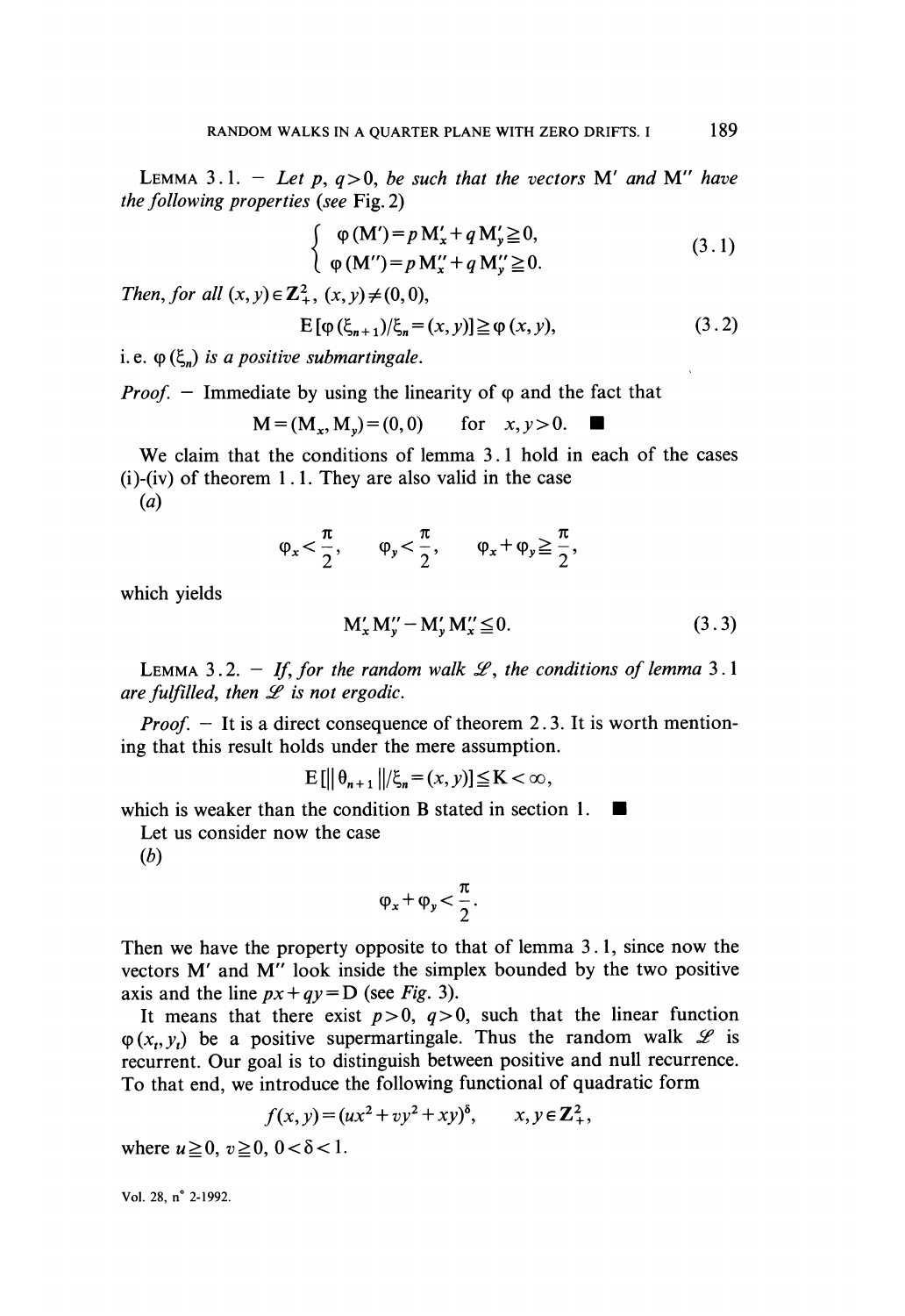**Lemma 3.1.** — *Let $p, q > 0$, be such that the vectors* $M'$ *and* $M''$ *have the following properties* (*see* Fig. 2)

$$\begin{cases} \varphi(M') = p M'_x + q M'_y \geqq 0, \\ \varphi(M'') = p M''_x + q M''_y \geqq 0. \end{cases} \tag{3.1}$$

*Then, for all* $(x, y) \in \mathbf{Z}_+^2$, $(x, y) \neq (0, 0)$,

$$E[\varphi(\xi_{n+1}) / \xi_n = (x, y)] \geqq \varphi(x, y), \tag{3.2}$$

i. e. $\varphi(\xi_n)$ *is a positive submartingale.*

*Proof.* — Immediate by using the linearity of $\varphi$ and the fact that

$$M = (M_x, M_y) = (0, 0) \qquad \text{for} \quad x, y > 0. \quad \blacksquare$$

We claim that the conditions of lemma 3.1 hold in each of the cases (i)-(iv) of theorem 1.1. They are also valid in the case

(*a*)

$$\varphi_x < \frac{\pi}{2}, \qquad \varphi_y < \frac{\pi}{2}, \qquad \varphi_x + \varphi_y \geqq \frac{\pi}{2},$$

which yields

$$M'_x M''_y - M'_y M''_x \leqq 0. \tag{3.3}$$

**Lemma 3.2.** — *If, for the random walk* $\mathscr{L}$, *the conditions of lemma* 3.1 *are fulfilled, then* $\mathscr{L}$ *is not ergodic.*

*Proof.* — It is a direct consequence of theorem 2.3. It is worth mentioning that this result holds under the mere assumption.

$$E[\| \theta_{n+1} \| / \xi_n = (x, y)] \leqq K < \infty,$$

which is weaker than the condition B stated in section 1. $\blacksquare$

Let us consider now the case

(*b*)

$$\varphi_x + \varphi_y < \frac{\pi}{2}.$$

Then we have the property opposite to that of lemma 3.1, since now the vectors $M'$ and $M''$ look inside the simplex bounded by the two positive axis and the line $px + qy = D$ (see *Fig.* 3).

It means that there exist $p > 0$, $q > 0$, such that the linear function $\varphi(x_t, y_t)$ be a positive supermartingale. Thus the random walk $\mathscr{L}$ is recurrent. Our goal is to distinguish between positive and null recurrence. To that end, we introduce the following functional of quadratic form

$$f(x, y) = (ux^2 + vy^2 + xy)^\delta, \qquad x, y \in \mathbf{Z}_+^2,$$

where $u \geqq 0$, $v \geqq 0$, $0 < \delta < 1$.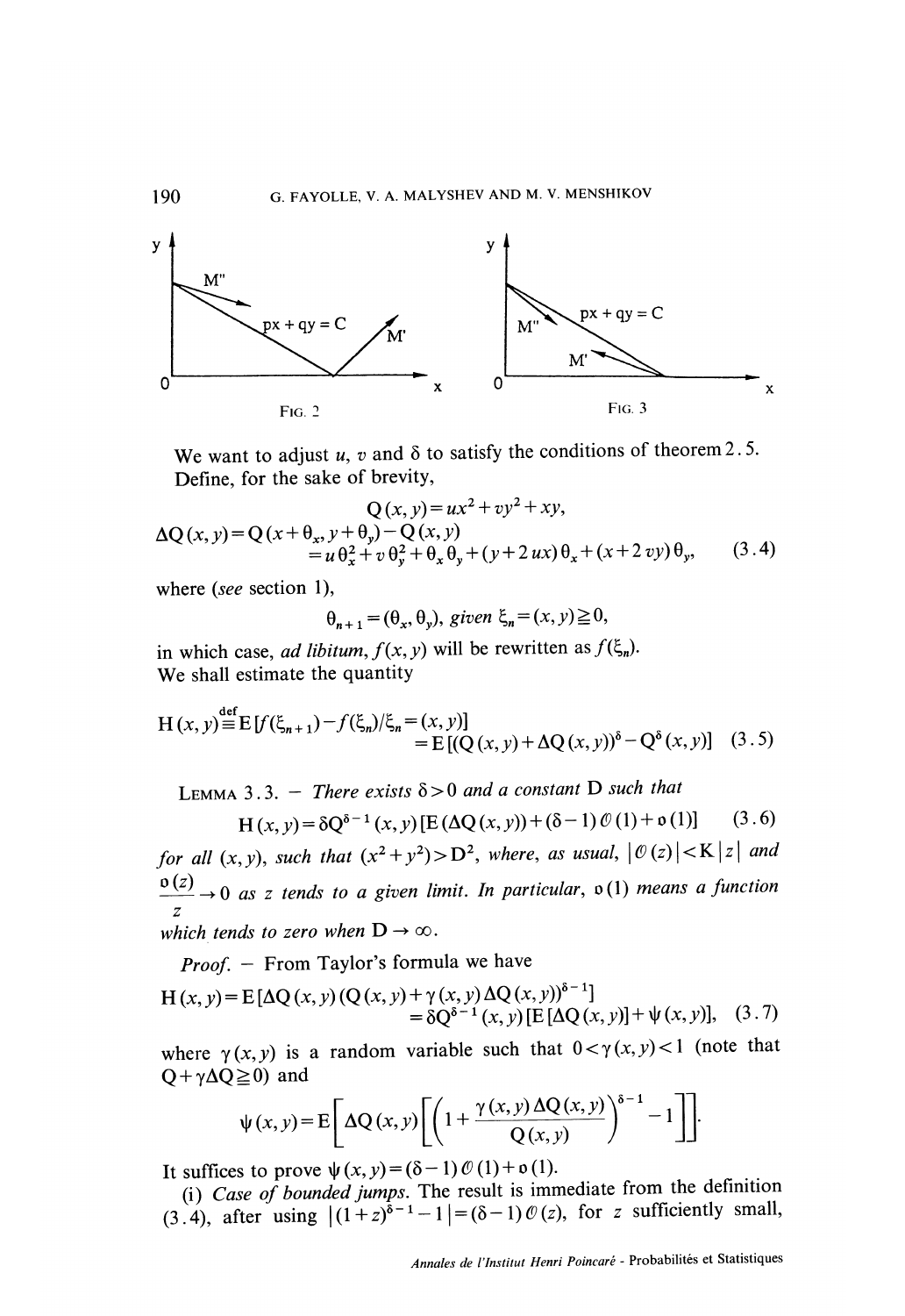FIG. 2

FIG. 3

We want to adjust $u$, $v$ and $\delta$ to satisfy the conditions of theorem 2.5. Define, for the sake of brevity,

$$Q(x, y) = ux^2 + vy^2 + xy,$$

$$\Delta Q(x, y) = Q(x + \theta_x, y + \theta_y) - Q(x, y)$$
$$= u\theta_x^2 + v\theta_y^2 + \theta_x\theta_y + (y + 2ux)\theta_x + (x + 2vy)\theta_y, \qquad (3.4)$$

where (*see* section 1),

$$\theta_{n+1} = (\theta_x, \theta_y), \text{ given } \xi_n = (x, y) \geq 0,$$

in which case, *ad libitum*, $f(x, y)$ will be rewritten as $f(\xi_n)$.
We shall estimate the quantity

$$H(x, y) \overset{\text{def}}{\equiv} E[f(\xi_{n+1}) - f(\xi_n)/\xi_n = (x, y)]$$
$$= E[(Q(x, y) + \Delta Q(x, y))^\delta - Q^\delta(x, y)] \quad (3.5)$$

LEMMA 3.3. – *There exists $\delta > 0$ and a constant D such that*

$$H(x, y) = \delta Q^{\delta-1}(x, y)[E(\Delta Q(x, y)) + (\delta - 1)\mathcal{O}(1) + o(1)] \qquad (3.6)$$

*for all $(x, y)$, such that $(x^2 + y^2) > D^2$, where, as usual, $|\mathcal{O}(z)| < K|z|$ and $\frac{o(z)}{z} \to 0$ as $z$ tends to a given limit. In particular, $o(1)$ means a function which tends to zero when $D \to \infty$.*

*Proof.* – From Taylor's formula we have

$$H(x, y) = E[\Delta Q(x, y)(Q(x, y) + \gamma(x, y)\Delta Q(x, y))^{\delta-1}]$$
$$= \delta Q^{\delta-1}(x, y)[E[\Delta Q(x, y)] + \psi(x, y)], \quad (3.7)$$

where $\gamma(x, y)$ is a random variable such that $0 < \gamma(x, y) < 1$ (note that $Q + \gamma\Delta Q \geq 0$) and

$$\psi(x, y) = E\left[\Delta Q(x, y)\left[\left(1 + \frac{\gamma(x, y)\Delta Q(x, y)}{Q(x, y)}\right)^{\delta-1} - 1\right]\right].$$

It suffices to prove $\psi(x, y) = (\delta - 1)\mathcal{O}(1) + o(1)$.

(i) *Case of bounded jumps.* The result is immediate from the definition (3.4), after using $|(1 + z)^{\delta-1} - 1| = (\delta - 1)\mathcal{O}(z)$, for $z$ sufficiently small,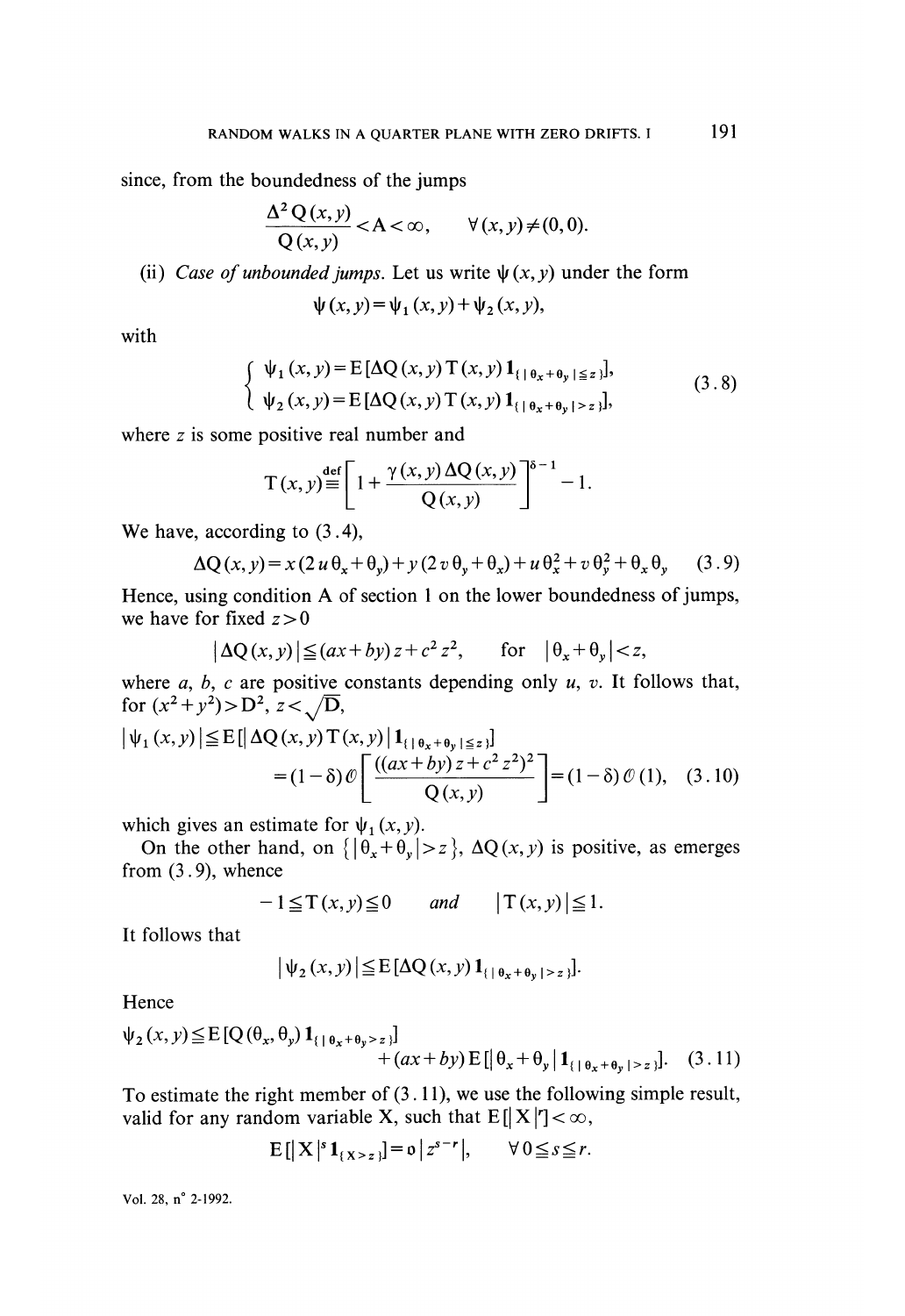since, from the boundedness of the jumps

$$\frac{\Delta^2 Q(x,y)}{Q(x,y)} < A < \infty, \qquad \forall (x,y) \neq (0,0).$$

(ii) *Case of unbounded jumps.* Let us write $\psi(x,y)$ under the form

$$\psi(x,y) = \psi_1(x,y) + \psi_2(x,y),$$

with

$$\begin{cases} \psi_1(x,y) = E[\Delta Q(x,y) T(x,y) \mathbf{1}_{\{|\theta_x+\theta_y| \leq z\}}], \\ \psi_2(x,y) = E[\Delta Q(x,y) T(x,y) \mathbf{1}_{\{|\theta_x+\theta_y| > z\}}], \end{cases} \tag{3.8}$$

where $z$ is some positive real number and

$$T(x,y) \overset{\text{def}}{\equiv} \left[ 1 + \frac{\gamma(x,y) \Delta Q(x,y)}{Q(x,y)} \right]^{\delta-1} - 1.$$

We have, according to (3.4),

$$\Delta Q(x,y) = x(2u\theta_x + \theta_y) + y(2v\theta_y + \theta_x) + u\theta_x^2 + v\theta_y^2 + \theta_x\theta_y \tag{3.9}$$

Hence, using condition A of section 1 on the lower boundedness of jumps, we have for fixed $z > 0$

$$|\Delta Q(x,y)| \leq (ax+by)z + c^2 z^2, \qquad \text{for } |\theta_x + \theta_y| < z,$$

where $a$, $b$, $c$ are positive constants depending only $u$, $v$. It follows that, for $(x^2+y^2) > D^2$, $z < \sqrt{D}$,

$$\begin{aligned} |\psi_1(x,y)| &\leq E[|\Delta Q(x,y) T(x,y)| \mathbf{1}_{\{|\theta_x+\theta_y| \leq z\}}] \\ &= (1-\delta)\mathcal{O}\left[ \frac{((ax+by)z + c^2 z^2)^2}{Q(x,y)} \right] = (1-\delta)\mathcal{O}(1), \end{aligned} \tag{3.10}$$

which gives an estimate for $\psi_1(x,y)$.

On the other hand, on $\{|\theta_x + \theta_y| > z\}$, $\Delta Q(x,y)$ is positive, as emerges from (3.9), whence

$$-1 \leq T(x,y) \leq 0 \qquad \textit{and} \qquad |T(x,y)| \leq 1.$$

It follows that

$$|\psi_2(x,y)| \leq E[\Delta Q(x,y) \mathbf{1}_{\{|\theta_x+\theta_y| > z\}}].$$

Hence

$$\begin{aligned} \psi_2(x,y) \leq E[Q(\theta_x, \theta_y) \mathbf{1}_{\{|\theta_x+\theta_y > z\}}] \\ + (ax+by) E[|\theta_x + \theta_y| \mathbf{1}_{\{|\theta_x+\theta_y| > z\}}]. \end{aligned} \tag{3.11}$$

To estimate the right member of (3.11), we use the following simple result, valid for any random variable X, such that $E[|X|^r] < \infty$,

$$E[|X|^s \mathbf{1}_{\{X > z\}}] = o|z^{s-r}|, \qquad \forall 0 \leq s \leq r.$$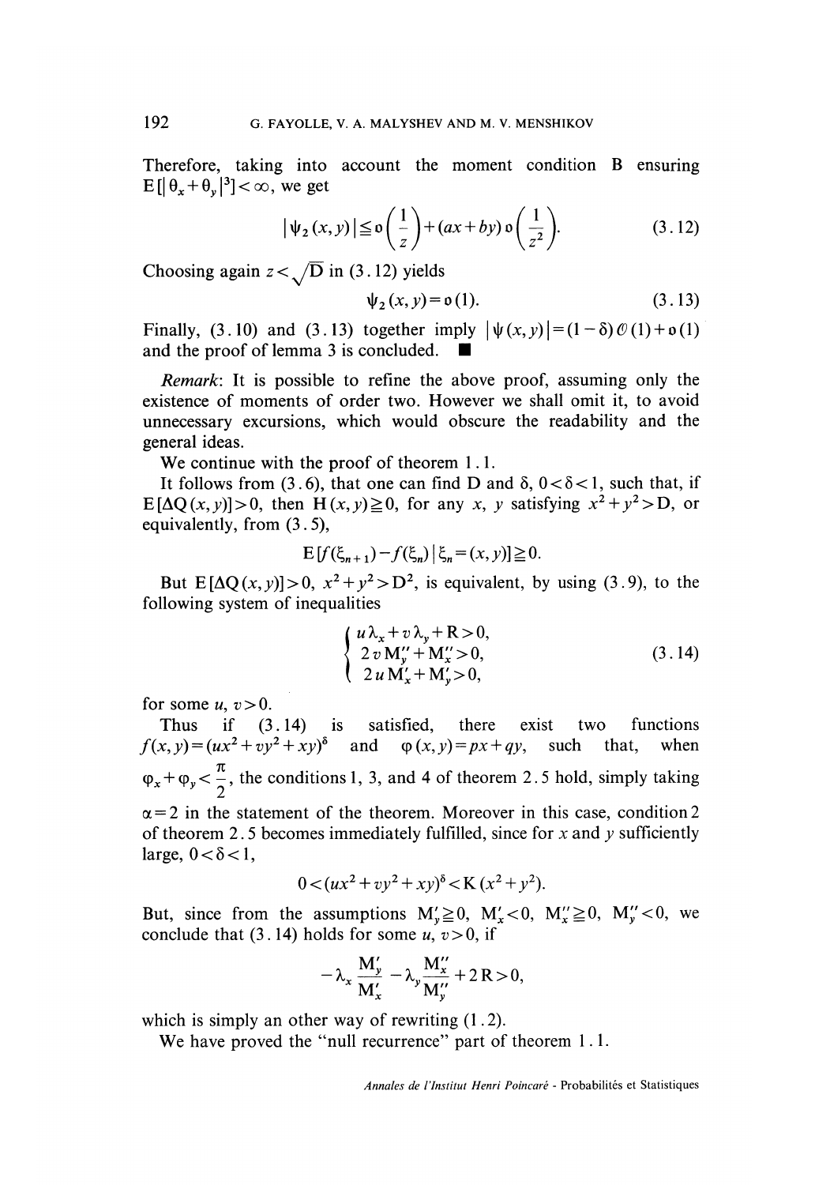Therefore, taking into account the moment condition B ensuring $E[|\theta_x + \theta_y|^3] < \infty$, we get

$$|\psi_2(x,y)| \leq o\left(\frac{1}{z}\right) + (ax+by)\, o\left(\frac{1}{z^2}\right). \tag{3.12}$$

Choosing again $z < \sqrt{D}$ in (3.12) yields

$$\psi_2(x,y) = o(1). \tag{3.13}$$

Finally, (3.10) and (3.13) together imply $|\psi(x,y)| = (1-\delta)\,\mathcal{O}(1) + o(1)$ and the proof of lemma 3 is concluded. ■

*Remark*: It is possible to refine the above proof, assuming only the existence of moments of order two. However we shall omit it, to avoid unnecessary excursions, which would obscure the readability and the general ideas.

We continue with the proof of theorem 1.1.

It follows from (3.6), that one can find D and $\delta$, $0 < \delta < 1$, such that, if $E[\Delta Q(x,y)] > 0$, then $H(x,y) \geq 0$, for any $x$, $y$ satisfying $x^2 + y^2 > D$, or equivalently, from (3.5),

$$E[f(\xi_{n+1}) - f(\xi_n) \mid \xi_n = (x,y)] \geq 0.$$

But $E[\Delta Q(x,y)] > 0$, $x^2 + y^2 > D^2$, is equivalent, by using (3.9), to the following system of inequalities

$$\begin{cases} u\lambda_x + v\lambda_y + R > 0, \\ 2v M''_y + M''_x > 0, \\ 2u M'_x + M'_y > 0, \end{cases} \tag{3.14}$$

for some $u$, $v > 0$.

Thus if (3.14) is satisfied, there exist two functions $f(x,y) = (ux^2 + vy^2 + xy)^\delta$ and $\varphi(x,y) = px + qy$, such that, when $\varphi_x + \varphi_y < \frac{\pi}{2}$, the conditions 1, 3, and 4 of theorem 2.5 hold, simply taking $\alpha = 2$ in the statement of the theorem. Moreover in this case, condition 2 of theorem 2.5 becomes immediately fulfilled, since for $x$ and $y$ sufficiently large, $0 < \delta < 1$,

$$0 < (ux^2 + vy^2 + xy)^\delta < K(x^2 + y^2).$$

But, since from the assumptions $M'_y \geq 0$, $M'_x < 0$, $M''_x \geq 0$, $M''_y < 0$, we conclude that (3.14) holds for some $u$, $v > 0$, if

$$-\lambda_x \frac{M'_y}{M'_x} - \lambda_y \frac{M''_x}{M''_y} + 2R > 0,$$

which is simply an other way of rewriting (1.2).

We have proved the "null recurrence" part of theorem 1.1.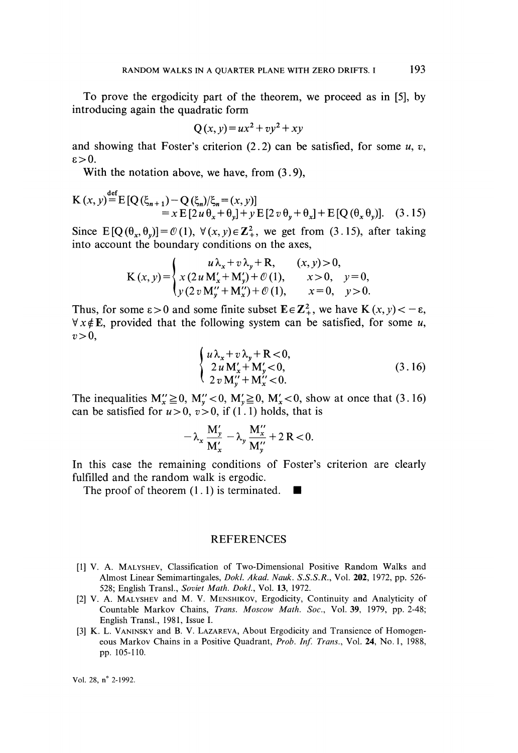To prove the ergodicity part of the theorem, we proceed as in [5], by introducing again the quadratic form

$$Q(x, y) = ux^2 + vy^2 + xy$$

and showing that Foster's criterion (2.2) can be satisfied, for some $u$, $v$, $\varepsilon > 0$.

With the notation above, we have, from (3.9),

$$K(x, y) \stackrel{\text{def}}{=} E[Q(\xi_{n+1}) - Q(\xi_n) / \xi_n = (x, y)]$$
$$= x\, E[2u\theta_x + \theta_y] + y\, E[2v\theta_y + \theta_x] + E[Q(\theta_x \theta_y)]. \quad (3.15)$$

Since $E[Q(\theta_x, \theta_y)] = \mathcal{O}(1)$, $\forall (x, y) \in \mathbf{Z}_+^2$, we get from (3.15), after taking into account the boundary conditions on the axes,

$$K(x, y) = \begin{cases} u\lambda_x + v\lambda_y + R, & (x, y) > 0, \\ x(2u M'_x + M'_y) + \mathcal{O}(1), & x > 0, \quad y = 0, \\ y(2v M''_y + M''_x) + \mathcal{O}(1), & x = 0, \quad y > 0. \end{cases}$$

Thus, for some $\varepsilon > 0$ and some finite subset $\mathbf{E} \in \mathbf{Z}_+^2$, we have $K(x, y) < -\varepsilon$, $\forall x \notin \mathbf{E}$, provided that the following system can be satisfied, for some $u$, $v > 0$,

$$\begin{cases} u\lambda_x + v\lambda_y + R < 0, \\ 2u M'_x + M'_y < 0, \\ 2v M''_y + M''_x < 0. \end{cases} \quad (3.16)$$

The inequalities $M''_x \geqq 0$, $M''_y < 0$, $M'_y \geqq 0$, $M'_x < 0$, show at once that (3.16) can be satisfied for $u > 0$, $v > 0$, if (1.1) holds, that is

$$-\lambda_x \frac{M'_y}{M'_x} - \lambda_y \frac{M''_x}{M''_y} + 2R < 0.$$

In this case the remaining conditions of Foster's criterion are clearly fulfilled and the random walk is ergodic.

The proof of theorem (1.1) is terminated. ■

## REFERENCES

[1] V. A. Malyshev, Classification of Two-Dimensional Positive Random Walks and Almost Linear Semimartingales, *Dokl. Akad. Nauk. S.S.S.R.*, Vol. **202**, 1972, pp. 526-528; English Transl., *Soviet Math. Dokl.*, Vol. **13**, 1972.

[2] V. A. Malyshev and M. V. Menshikov, Ergodicity, Continuity and Analyticity of Countable Markov Chains, *Trans. Moscow Math. Soc.*, Vol. **39**, 1979, pp. 2-48; English Transl., 1981, Issue I.

[3] K. L. Vaninsky and B. V. Lazareva, About Ergodicity and Transience of Homogeneous Markov Chains in a Positive Quadrant, *Prob. Inf. Trans.*, Vol. **24**, No. 1, 1988, pp. 105-110.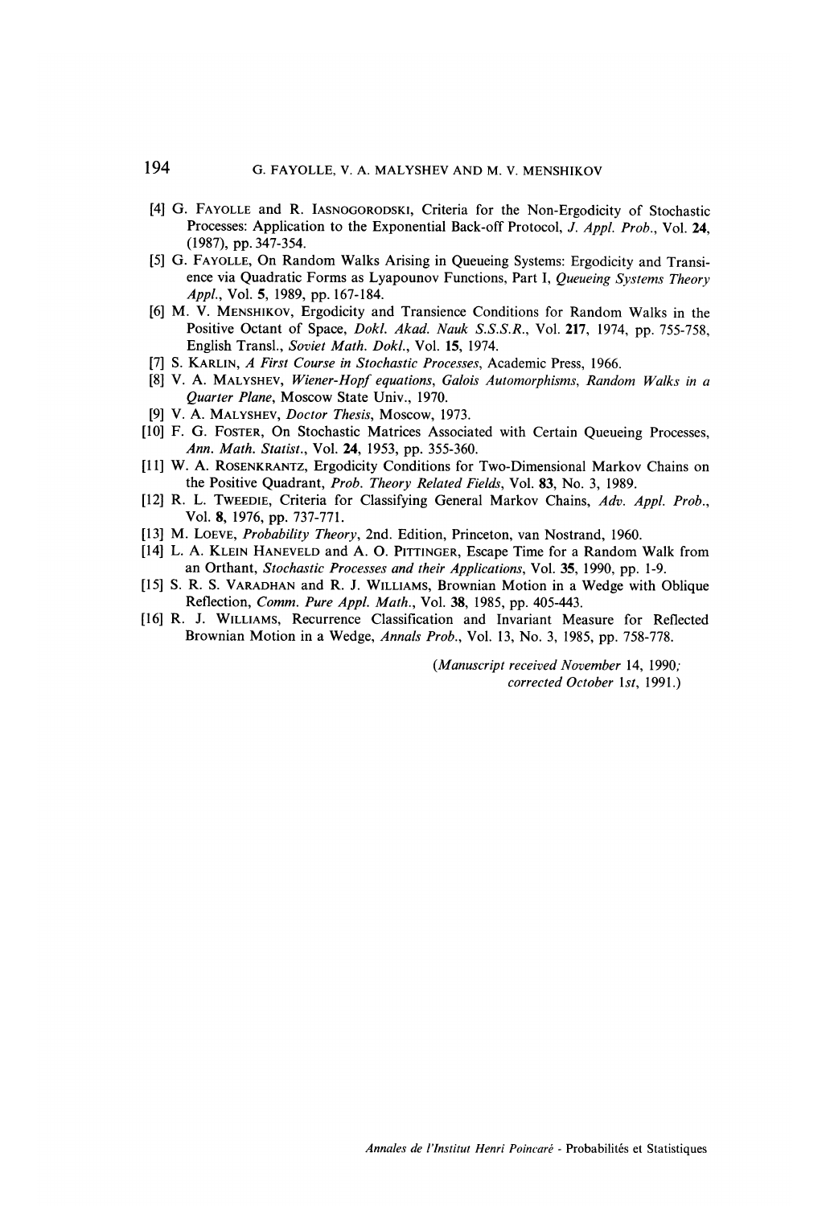[4] G. FAYOLLE and R. IASNOGORODSKI, Criteria for the Non-Ergodicity of Stochastic Processes: Application to the Exponential Back-off Protocol, *J. Appl. Prob.*, Vol. **24**, (1987), pp. 347-354.

[5] G. FAYOLLE, On Random Walks Arising in Queueing Systems: Ergodicity and Transience via Quadratic Forms as Lyapounov Functions, Part I, *Queueing Systems Theory Appl.*, Vol. **5**, 1989, pp. 167-184.

[6] M. V. MENSHIKOV, Ergodicity and Transience Conditions for Random Walks in the Positive Octant of Space, *Dokl. Akad. Nauk S.S.S.R.*, Vol. **217**, 1974, pp. 755-758, English Transl., *Soviet Math. Dokl.*, Vol. **15**, 1974.

[7] S. KARLIN, *A First Course in Stochastic Processes*, Academic Press, 1966.

[8] V. A. MALYSHEV, *Wiener-Hopf equations, Galois Automorphisms, Random Walks in a Quarter Plane*, Moscow State Univ., 1970.

[9] V. A. MALYSHEV, *Doctor Thesis*, Moscow, 1973.

[10] F. G. FOSTER, On Stochastic Matrices Associated with Certain Queueing Processes, *Ann. Math. Statist.*, Vol. **24**, 1953, pp. 355-360.

[11] W. A. ROSENKRANTZ, Ergodicity Conditions for Two-Dimensional Markov Chains on the Positive Quadrant, *Prob. Theory Related Fields*, Vol. **83**, No. 3, 1989.

[12] R. L. TWEEDIE, Criteria for Classifying General Markov Chains, *Adv. Appl. Prob.*, Vol. **8**, 1976, pp. 737-771.

[13] M. LOEVE, *Probability Theory*, 2nd. Edition, Princeton, van Nostrand, 1960.

[14] L. A. KLEIN HANEVELD and A. O. PITTINGER, Escape Time for a Random Walk from an Orthant, *Stochastic Processes and their Applications*, Vol. **35**, 1990, pp. 1-9.

[15] S. R. S. VARADHAN and R. J. WILLIAMS, Brownian Motion in a Wedge with Oblique Reflection, *Comm. Pure Appl. Math.*, Vol. **38**, 1985, pp. 405-443.

[16] R. J. WILLIAMS, Recurrence Classification and Invariant Measure for Reflected Brownian Motion in a Wedge, *Annals Prob.*, Vol. 13, No. 3, 1985, pp. 758-778.

*(Manuscript received November 14, 1990; corrected October 1st, 1991.)*